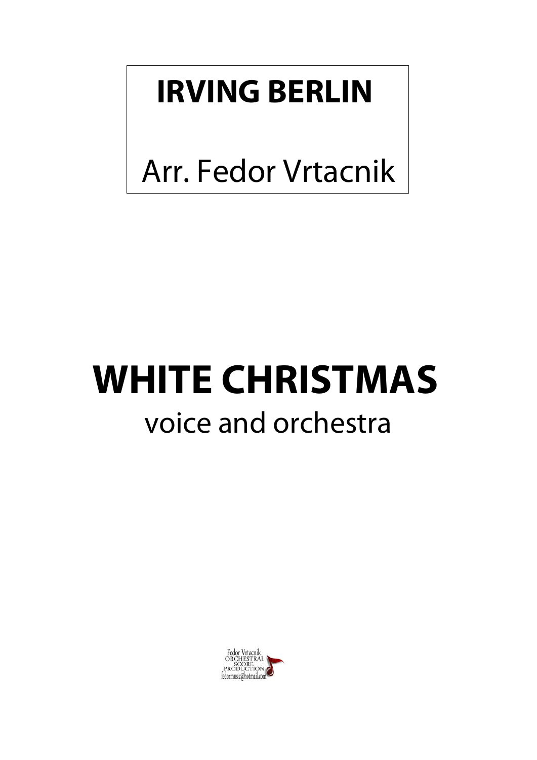**IRVING BERLIN**

Arr. Fedor Vrtacnik

# WHITE CHRISTMAS

voice and orchestra

Fedor Vrtacnik
ORCHESTRAL
SCORE
PRODUCTION
fedormusic@hotmail.com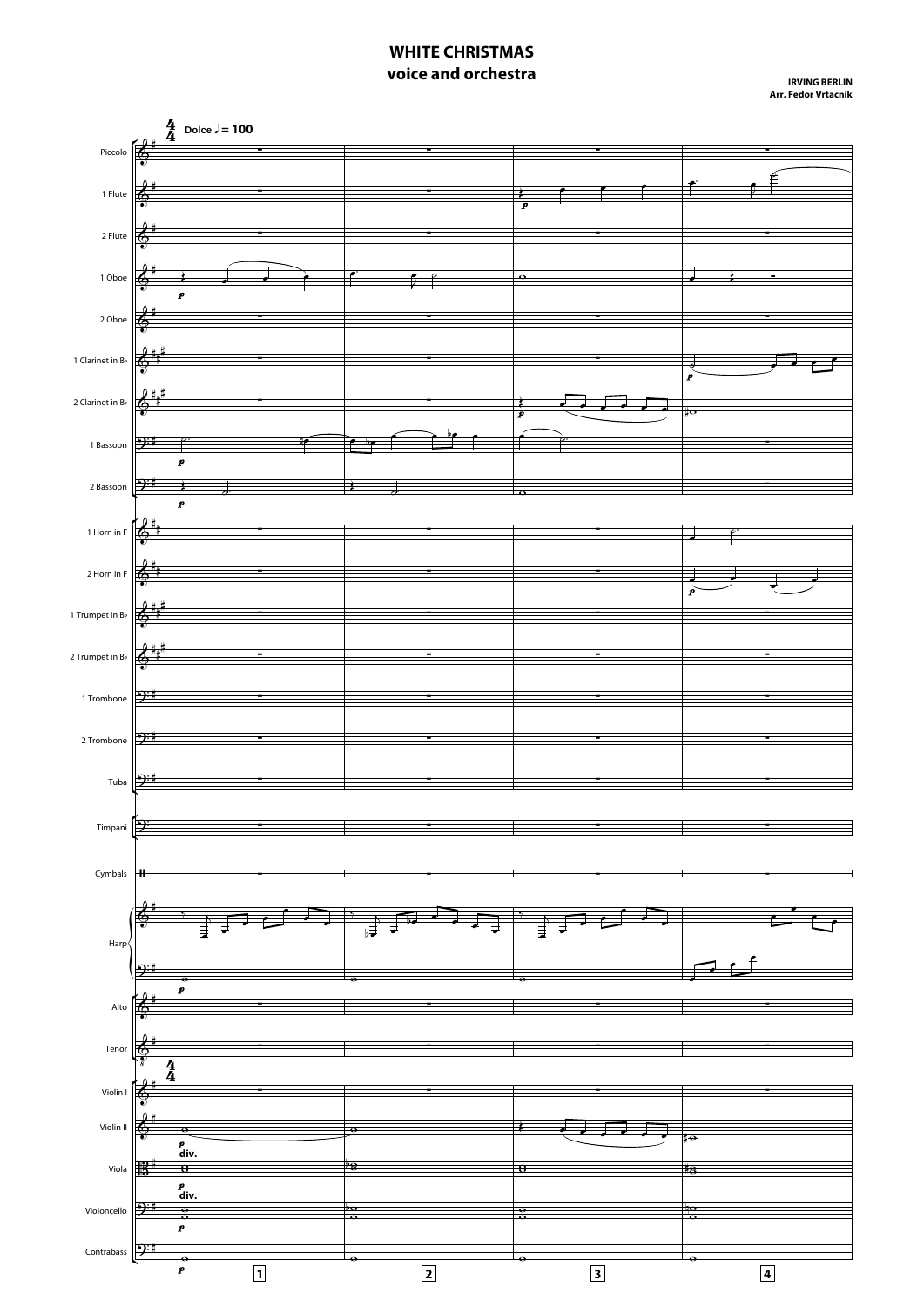# WHITE CHRISTMAS

## voice and orchestra

**IRVING BERLIN**
**Arr. Fedor Vrtacnik**

Dolce ♩ = 100

Piccolo

1 Flute

2 Flute

1 Oboe

2 Oboe

1 Clarinet in B♭

2 Clarinet in B♭

1 Bassoon

2 Bassoon

1 Horn in F

2 Horn in F

1 Trumpet in B♭

2 Trumpet in B♭

1 Trombone

2 Trombone

Tuba

Timpani

Cymbals

Harp

Alto

Tenor

Violin I

Violin II

Viola

Violoncello

Contrabass

div.

div.

1 2 3 4